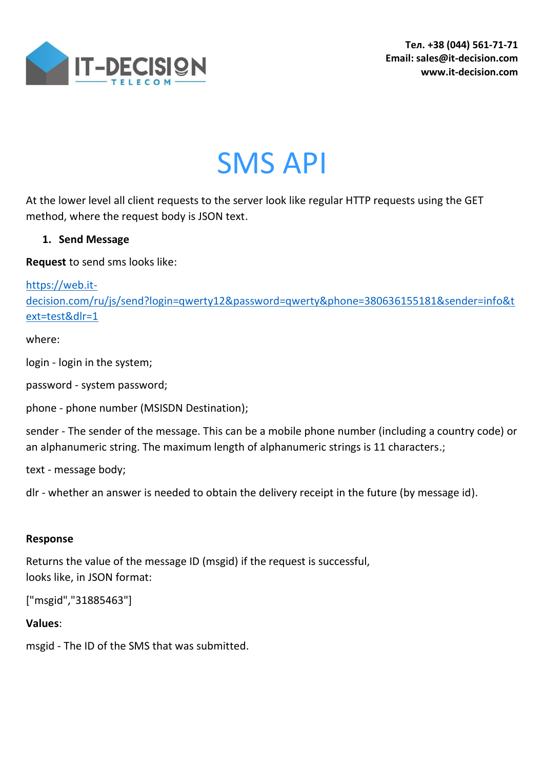Тел. +38 (044) 561-71-71
Email: sales@it-decision.com
www.it-decision.com

# SMS API

At the lower level all client requests to the server look like regular HTTP requests using the GET method, where the request body is JSON text.

1. **Send Message**

**Request** to send sms looks like:

https://web.it-decision.com/ru/js/send?login=qwerty12&password=qwerty&phone=380636155181&sender=info&text=test&dlr=1

where:

login - login in the system;

password - system password;

phone - phone number (MSISDN Destination);

sender - The sender of the message. This can be a mobile phone number (including a country code) or an alphanumeric string. The maximum length of alphanumeric strings is 11 characters.;

text - message body;

dlr - whether an answer is needed to obtain the delivery receipt in the future (by message id).

**Response**

Returns the value of the message ID (msgid) if the request is successful,
looks like, in JSON format:

["msgid","31885463"]

**Values**:

msgid - The ID of the SMS that was submitted.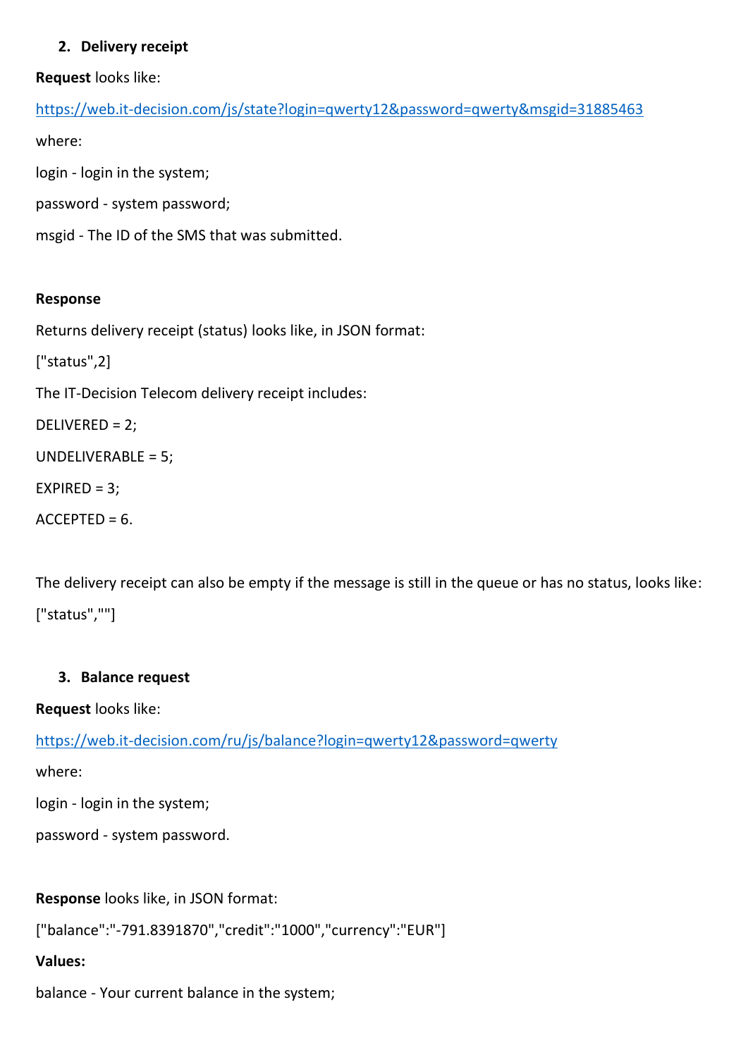## 2. Delivery receipt

**Request** looks like:

https://web.it-decision.com/js/state?login=qwerty12&password=qwerty&msgid=31885463

where:

login - login in the system;

password - system password;

msgid - The ID of the SMS that was submitted.

**Response**

Returns delivery receipt (status) looks like, in JSON format:

["status",2]

The IT-Decision Telecom delivery receipt includes:

DELIVERED = 2;

UNDELIVERABLE = 5;

EXPIRED = 3;

ACCEPTED = 6.

The delivery receipt can also be empty if the message is still in the queue or has no status, looks like:

["status",""]

## 3. Balance request

**Request** looks like:

https://web.it-decision.com/ru/js/balance?login=qwerty12&password=qwerty

where:

login - login in the system;

password - system password.

**Response** looks like, in JSON format:

["balance":"-791.8391870","credit":"1000","currency":"EUR"]

**Values:**

balance - Your current balance in the system;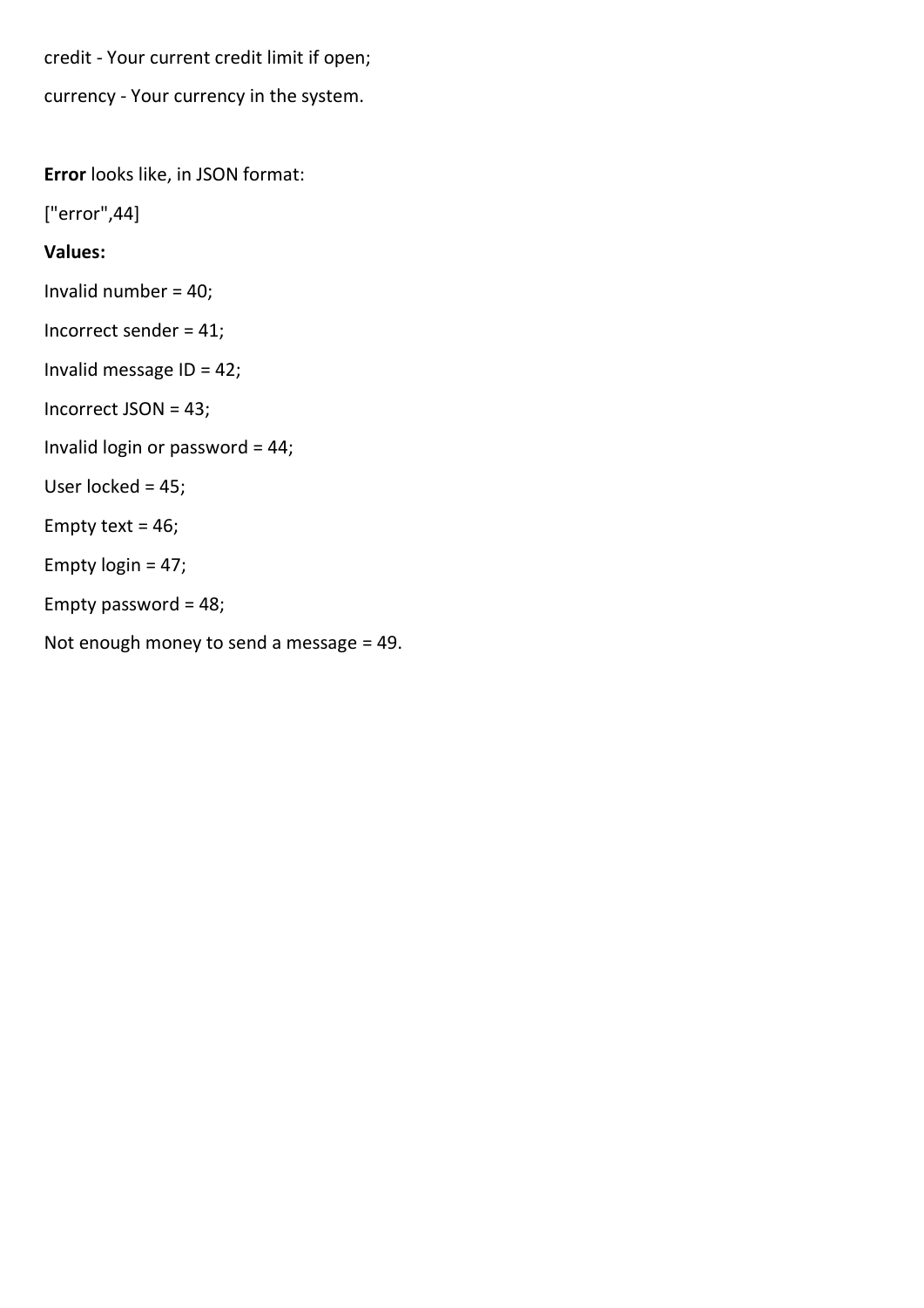credit - Your current credit limit if open;

currency - Your currency in the system.

**Error** looks like, in JSON format:

["error",44]

**Values:**

Invalid number = 40;

Incorrect sender = 41;

Invalid message ID = 42;

Incorrect JSON = 43;

Invalid login or password = 44;

User locked = 45;

Empty text = 46;

Empty login = 47;

Empty password = 48;

Not enough money to send a message = 49.